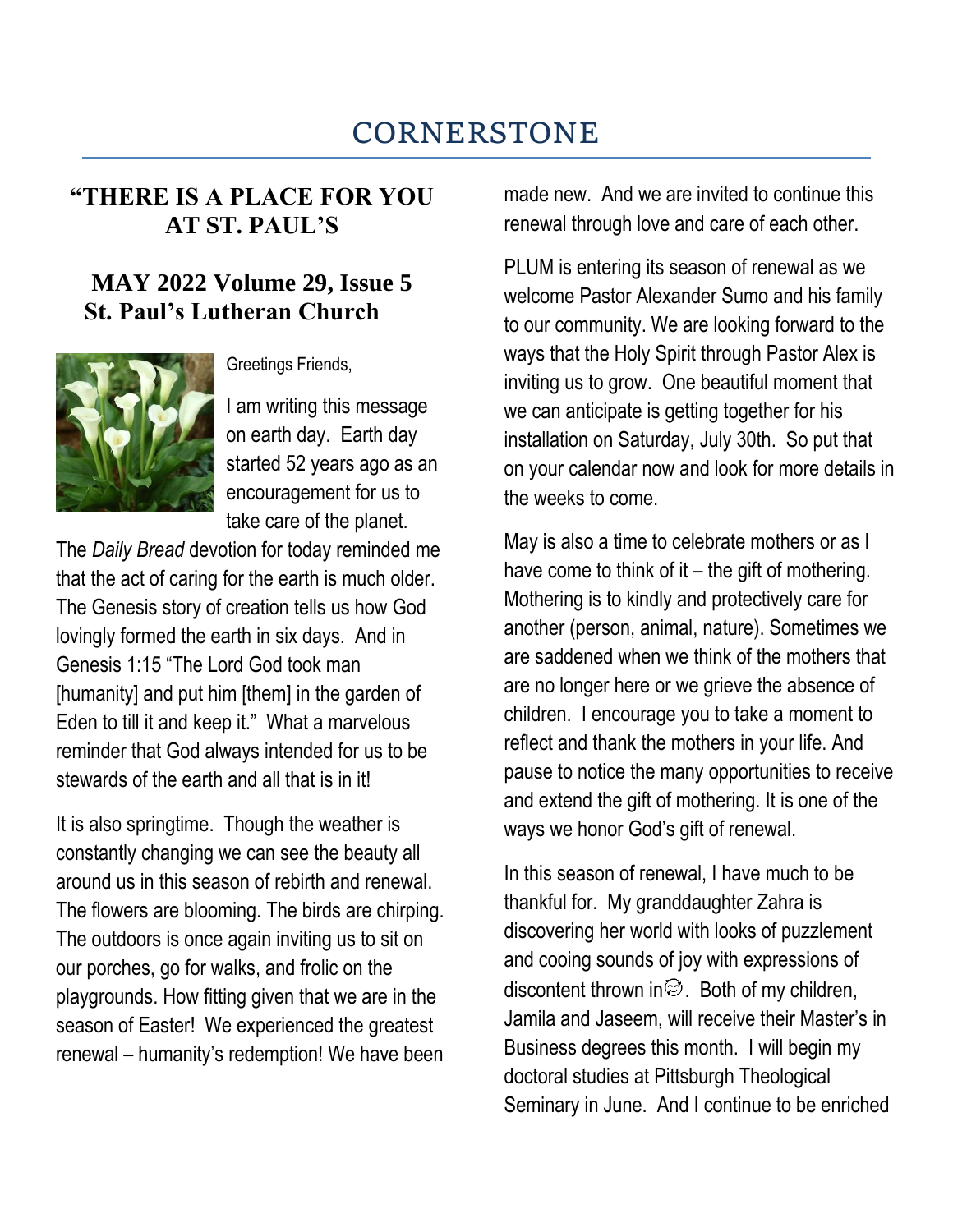# CORNERSTONE

## "THERE IS A PLACE FOR YOU AT ST. PAUL'S

## MAY 2022 Volume 29, Issue 5
## St. Paul's Lutheran Church

Greetings Friends,

I am writing this message on earth day. Earth day started 52 years ago as an encouragement for us to take care of the planet. The *Daily Bread* devotion for today reminded me that the act of caring for the earth is much older. The Genesis story of creation tells us how God lovingly formed the earth in six days. And in Genesis 1:15 "The Lord God took man [humanity] and put him [them] in the garden of Eden to till it and keep it." What a marvelous reminder that God always intended for us to be stewards of the earth and all that is in it!

It is also springtime. Though the weather is constantly changing we can see the beauty all around us in this season of rebirth and renewal. The flowers are blooming. The birds are chirping. The outdoors is once again inviting us to sit on our porches, go for walks, and frolic on the playgrounds. How fitting given that we are in the season of Easter! We experienced the greatest renewal – humanity's redemption! We have been made new. And we are invited to continue this renewal through love and care of each other.

PLUM is entering its season of renewal as we welcome Pastor Alexander Sumo and his family to our community. We are looking forward to the ways that the Holy Spirit through Pastor Alex is inviting us to grow. One beautiful moment that we can anticipate is getting together for his installation on Saturday, July 30th. So put that on your calendar now and look for more details in the weeks to come.

May is also a time to celebrate mothers or as I have come to think of it – the gift of mothering. Mothering is to kindly and protectively care for another (person, animal, nature). Sometimes we are saddened when we think of the mothers that are no longer here or we grieve the absence of children. I encourage you to take a moment to reflect and thank the mothers in your life. And pause to notice the many opportunities to receive and extend the gift of mothering. It is one of the ways we honor God's gift of renewal.

In this season of renewal, I have much to be thankful for. My granddaughter Zahra is discovering her world with looks of puzzlement and cooing sounds of joy with expressions of discontent thrown in😊. Both of my children, Jamila and Jaseem, will receive their Master's in Business degrees this month. I will begin my doctoral studies at Pittsburgh Theological Seminary in June. And I continue to be enriched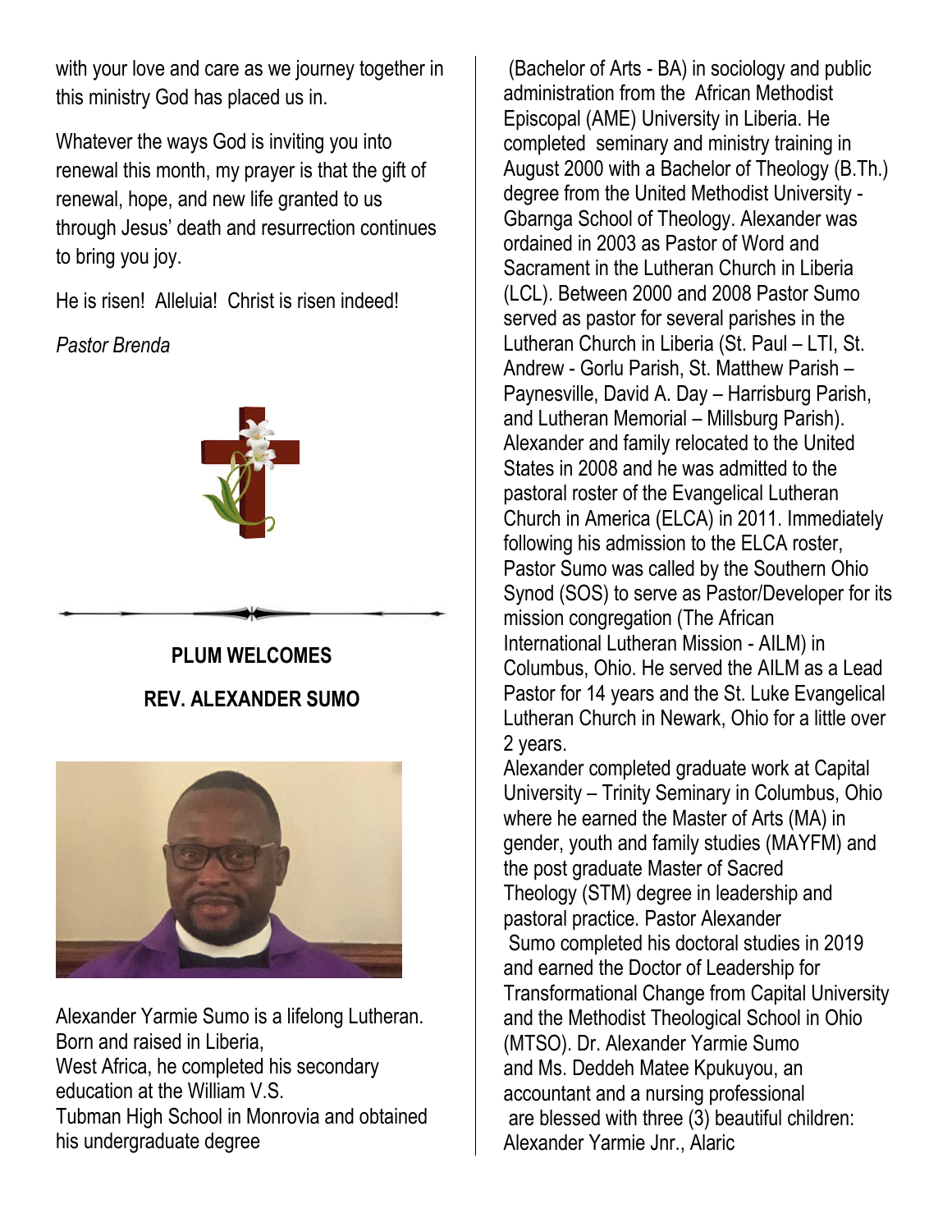with your love and care as we journey together in this ministry God has placed us in.

Whatever the ways God is inviting you into renewal this month, my prayer is that the gift of renewal, hope, and new life granted to us through Jesus' death and resurrection continues to bring you joy.

He is risen! Alleluia! Christ is risen indeed!

*Pastor Brenda*

**PLUM WELCOMES**

**REV. ALEXANDER SUMO**

Alexander Yarmie Sumo is a lifelong Lutheran. Born and raised in Liberia, West Africa, he completed his secondary education at the William V.S. Tubman High School in Monrovia and obtained his undergraduate degree (Bachelor of Arts - BA) in sociology and public administration from the African Methodist Episcopal (AME) University in Liberia. He completed seminary and ministry training in August 2000 with a Bachelor of Theology (B.Th.) degree from the United Methodist University - Gbarnga School of Theology. Alexander was ordained in 2003 as Pastor of Word and Sacrament in the Lutheran Church in Liberia (LCL). Between 2000 and 2008 Pastor Sumo served as pastor for several parishes in the Lutheran Church in Liberia (St. Paul – LTI, St. Andrew - Gorlu Parish, St. Matthew Parish – Paynesville, David A. Day – Harrisburg Parish, and Lutheran Memorial – Millsburg Parish). Alexander and family relocated to the United States in 2008 and he was admitted to the pastoral roster of the Evangelical Lutheran Church in America (ELCA) in 2011. Immediately following his admission to the ELCA roster, Pastor Sumo was called by the Southern Ohio Synod (SOS) to serve as Pastor/Developer for its mission congregation (The African International Lutheran Mission - AILM) in Columbus, Ohio. He served the AILM as a Lead Pastor for 14 years and the St. Luke Evangelical Lutheran Church in Newark, Ohio for a little over 2 years.

Alexander completed graduate work at Capital University – Trinity Seminary in Columbus, Ohio where he earned the Master of Arts (MA) in gender, youth and family studies (MAYFM) and the post graduate Master of Sacred Theology (STM) degree in leadership and pastoral practice. Pastor Alexander Sumo completed his doctoral studies in 2019 and earned the Doctor of Leadership for Transformational Change from Capital University and the Methodist Theological School in Ohio (MTSO). Dr. Alexander Yarmie Sumo and Ms. Deddeh Matee Kpukuyou, an accountant and a nursing professional are blessed with three (3) beautiful children: Alexander Yarmie Jnr., Alaric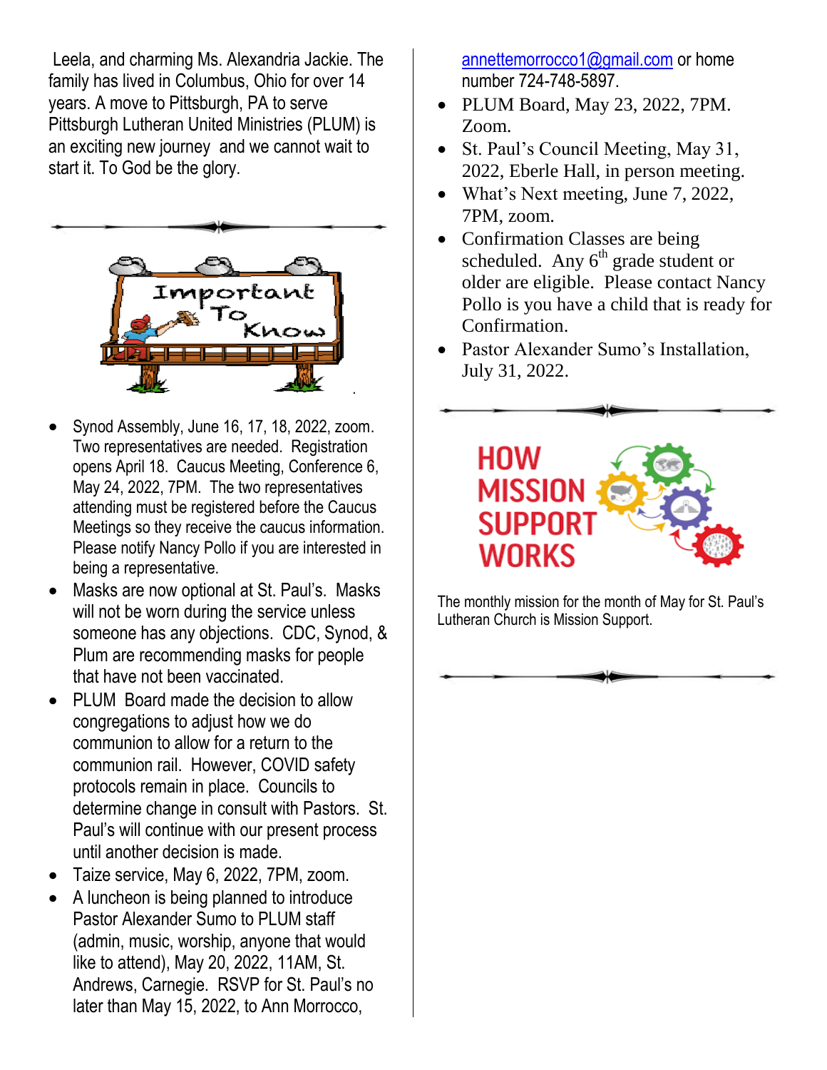Leela, and charming Ms. Alexandria Jackie. The family has lived in Columbus, Ohio for over 14 years. A move to Pittsburgh, PA to serve Pittsburgh Lutheran United Ministries (PLUM) is an exciting new journey and we cannot wait to start it. To God be the glory.

## Important To Know

- Synod Assembly, June 16, 17, 18, 2022, zoom. Two representatives are needed. Registration opens April 18. Caucus Meeting, Conference 6, May 24, 2022, 7PM. The two representatives attending must be registered before the Caucus Meetings so they receive the caucus information. Please notify Nancy Pollo if you are interested in being a representative.
- Masks are now optional at St. Paul's. Masks will not be worn during the service unless someone has any objections. CDC, Synod, & Plum are recommending masks for people that have not been vaccinated.
- PLUM Board made the decision to allow congregations to adjust how we do communion to allow for a return to the communion rail. However, COVID safety protocols remain in place. Councils to determine change in consult with Pastors. St. Paul's will continue with our present process until another decision is made.
- Taize service, May 6, 2022, 7PM, zoom.
- A luncheon is being planned to introduce Pastor Alexander Sumo to PLUM staff (admin, music, worship, anyone that would like to attend), May 20, 2022, 11AM, St. Andrews, Carnegie. RSVP for St. Paul's no later than May 15, 2022, to Ann Morrocco, annettemorrocco1@gmail.com or home number 724-748-5897.
- PLUM Board, May 23, 2022, 7PM. Zoom.
- St. Paul's Council Meeting, May 31, 2022, Eberle Hall, in person meeting.
- What's Next meeting, June 7, 2022, 7PM, zoom.
- Confirmation Classes are being scheduled. Any 6th grade student or older are eligible. Please contact Nancy Pollo is you have a child that is ready for Confirmation.
- Pastor Alexander Sumo's Installation, July 31, 2022.

## HOW MISSION SUPPORT WORKS

The monthly mission for the month of May for St. Paul's Lutheran Church is Mission Support.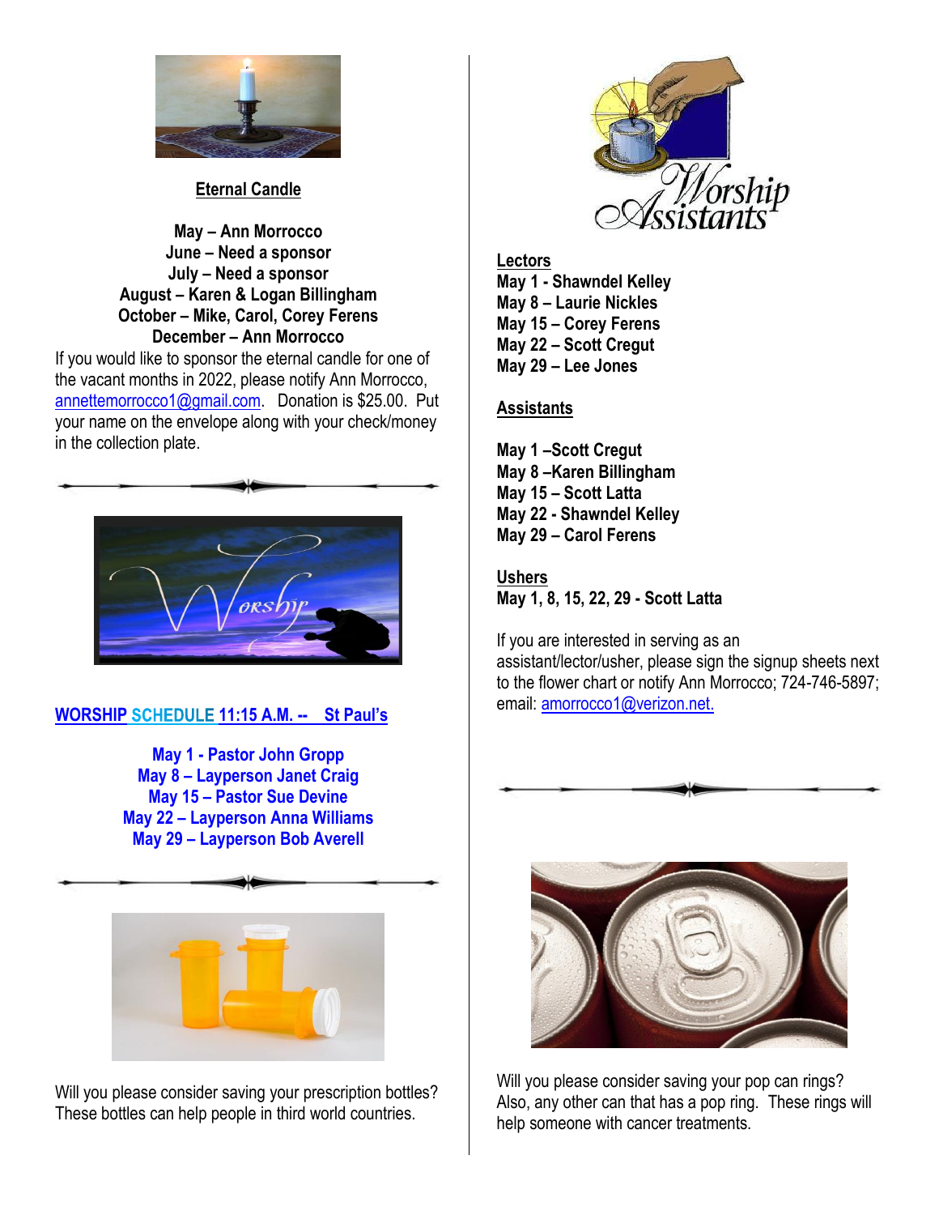## Eternal Candle

**May – Ann Morrocco**
**June – Need a sponsor**
**July – Need a sponsor**
**August – Karen & Logan Billingham**
**October – Mike, Carol, Corey Ferens**
**December – Ann Morrocco**

If you would like to sponsor the eternal candle for one of the vacant months in 2022, please notify Ann Morrocco, annettemorrocco1@gmail.com. Donation is $25.00. Put your name on the envelope along with your check/money in the collection plate.

---

## WORSHIP SCHEDULE 11:15 A.M. -- St Paul's

**May 1 - Pastor John Gropp**
**May 8 – Layperson Janet Craig**
**May 15 – Pastor Sue Devine**
**May 22 – Layperson Anna Williams**
**May 29 – Layperson Bob Averell**

---

Will you please consider saving your prescription bottles? These bottles can help people in third world countries.

## Worship Assistants

**Lectors**

**May 1 - Shawndel Kelley**
**May 8 – Laurie Nickles**
**May 15 – Corey Ferens**
**May 22 – Scott Cregut**
**May 29 – Lee Jones**

**Assistants**

**May 1 –Scott Cregut**
**May 8 –Karen Billingham**
**May 15 – Scott Latta**
**May 22 - Shawndel Kelley**
**May 29 – Carol Ferens**

**Ushers**

**May 1, 8, 15, 22, 29 - Scott Latta**

If you are interested in serving as an assistant/lector/usher, please sign the signup sheets next to the flower chart or notify Ann Morrocco; 724-746-5897; email: amorrocco1@verizon.net.

---

Will you please consider saving your pop can rings? Also, any other can that has a pop ring. These rings will help someone with cancer treatments.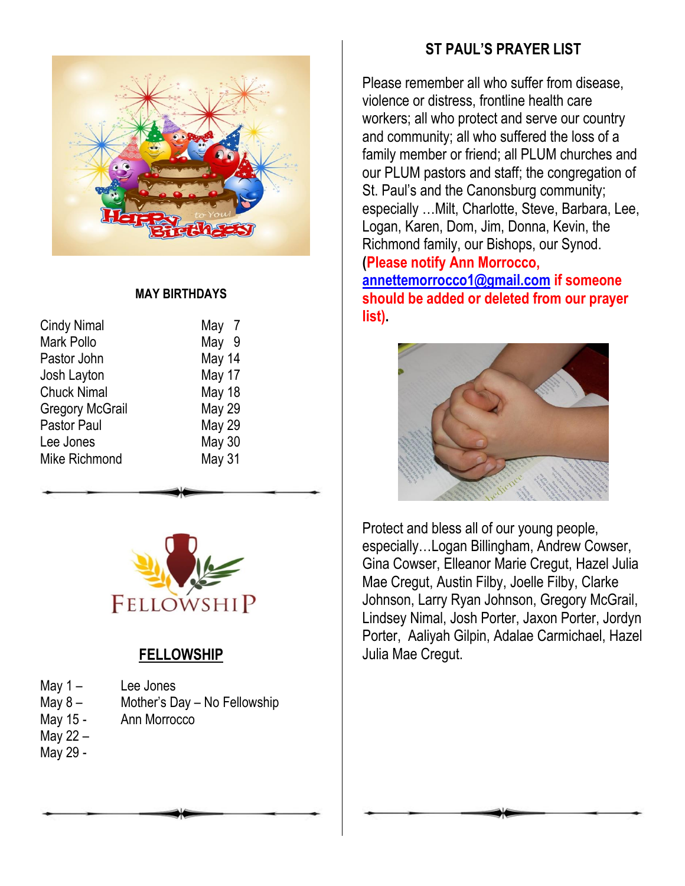## MAY BIRTHDAYS

| | |
|---|---|
| Cindy Nimal | May 7 |
| Mark Pollo | May 9 |
| Pastor John | May 14 |
| Josh Layton | May 17 |
| Chuck Nimal | May 18 |
| Gregory McGrail | May 29 |
| Pastor Paul | May 29 |
| Lee Jones | May 30 |
| Mike Richmond | May 31 |

## FELLOWSHIP

| | |
|---|---|
| May 1 – | Lee Jones |
| May 8 – | Mother's Day – No Fellowship |
| May 15 - | Ann Morrocco |
| May 22 – | |
| May 29 - | |

## ST PAUL'S PRAYER LIST

Please remember all who suffer from disease, violence or distress, frontline health care workers; all who protect and serve our country and community; all who suffered the loss of a family member or friend; all PLUM churches and our PLUM pastors and staff; the congregation of St. Paul's and the Canonsburg community; especially …Milt, Charlotte, Steve, Barbara, Lee, Logan, Karen, Dom, Jim, Donna, Kevin, the Richmond family, our Bishops, our Synod. (**Please notify Ann Morrocco, annettemorrocco1@gmail.com if someone should be added or deleted from our prayer list)**.

Protect and bless all of our young people, especially…Logan Billingham, Andrew Cowser, Gina Cowser, Elleanor Marie Cregut, Hazel Julia Mae Cregut, Austin Filby, Joelle Filby, Clarke Johnson, Larry Ryan Johnson, Gregory McGrail, Lindsey Nimal, Josh Porter, Jaxon Porter, Jordyn Porter, Aaliyah Gilpin, Adalae Carmichael, Hazel Julia Mae Cregut.